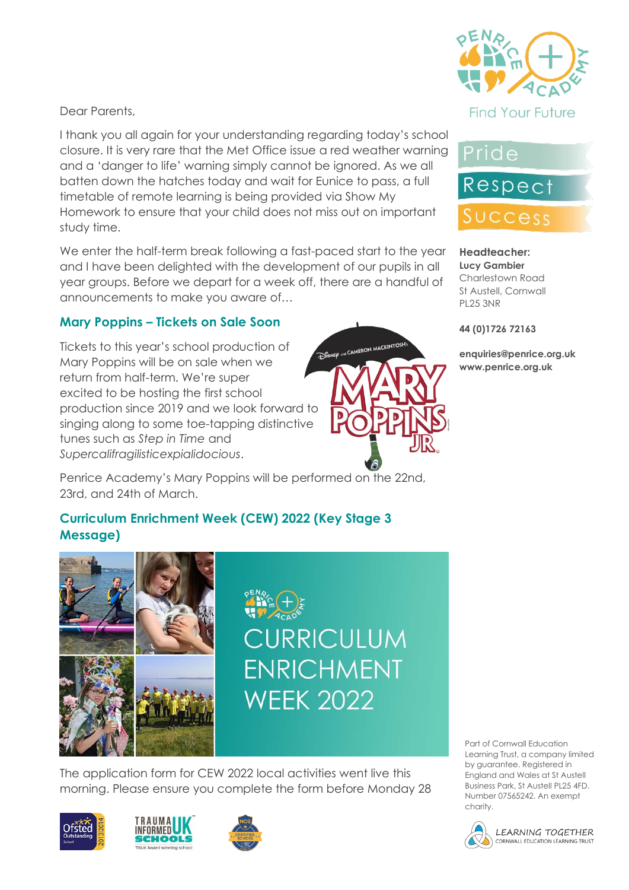Dear Parents,

I thank you all again for your understanding regarding today's school closure. It is very rare that the Met Office issue a red weather warning and a 'danger to life' warning simply cannot be ignored. As we all batten down the hatches today and wait for Eunice to pass, a full timetable of remote learning is being provided via Show My Homework to ensure that your child does not miss out on important study time.

We enter the half-term break following a fast-paced start to the year and I have been delighted with the development of our pupils in all year groups. Before we depart for a week off, there are a handful of announcements to make you aware of…

### Mary Poppins – Tickets on Sale Soon

Tickets to this year's school production of Mary Poppins will be on sale when we return from half-term. We're super excited to be hosting the first school production since 2019 and we look forward to singing along to some toe-tapping distinctive tunes such as *Step in Time* and *Supercalifragilisticexpialidocious*.

Penrice Academy's Mary Poppins will be performed on the 22nd, 23rd, and 24th of March.

### Curriculum Enrichment Week (CEW) 2022 (Key Stage 3 Message)

The application form for CEW 2022 local activities went live this morning. Please ensure you complete the form before Monday 28

Find Your Future

Pride

Respect

Success

**Headteacher:**
**Lucy Gambier**
Charlestown Road
St Austell, Cornwall
PL25 3NR

**44 (0)1726 72163**

**enquiries@penrice.org.uk**
**www.penrice.org.uk**

Part of Cornwall Education Learning Trust, a company limited by guarantee. Registered in England and Wales at St Austell Business Park, St Austell PL25 4FD. Number 07565242. An exempt charity.

LEARNING TOGETHER
CORNWALL EDUCATION LEARNING TRUST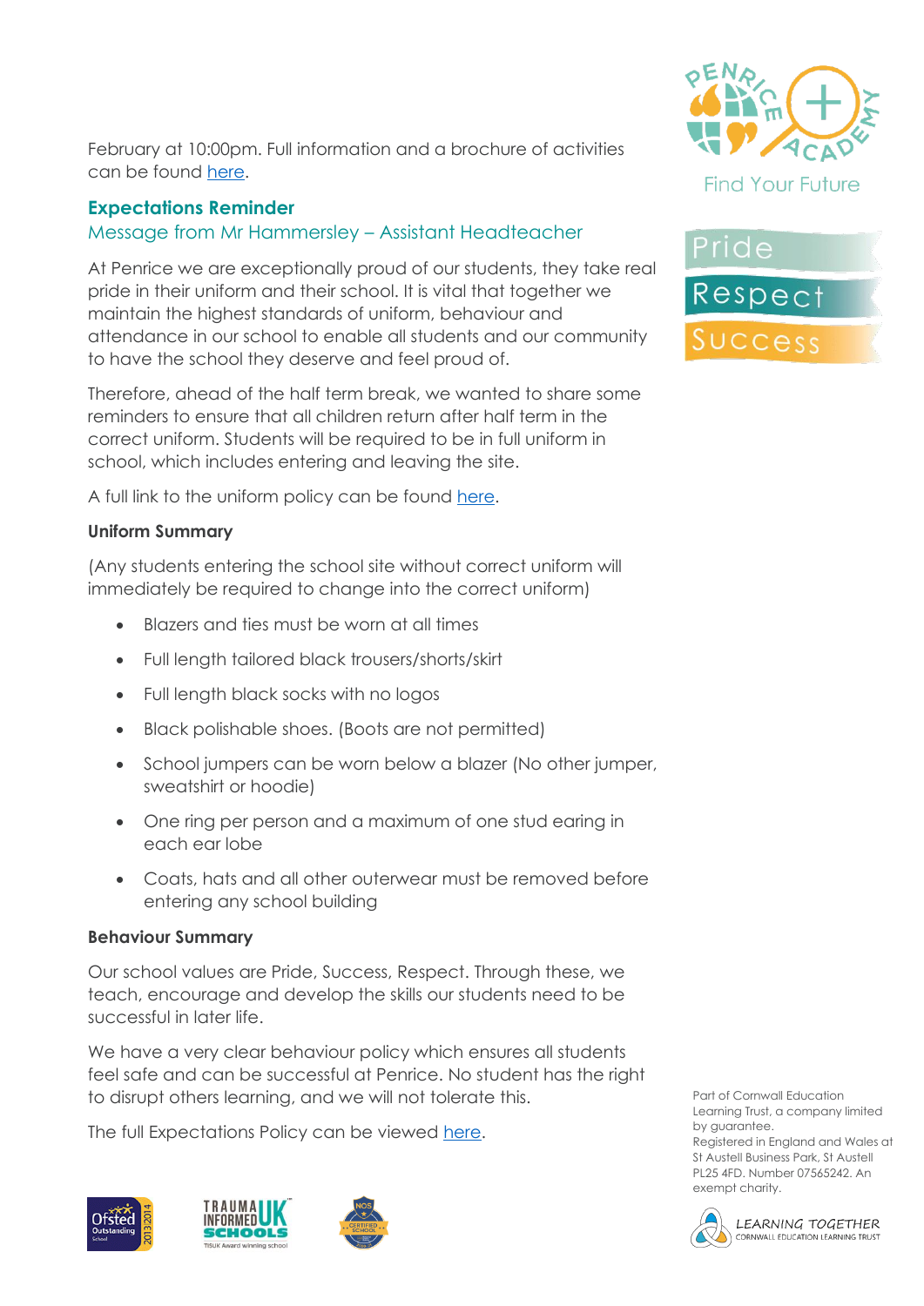February at 10:00pm. Full information and a brochure of activities can be found here.

## Expectations Reminder

### Message from Mr Hammersley – Assistant Headteacher

At Penrice we are exceptionally proud of our students, they take real pride in their uniform and their school. It is vital that together we maintain the highest standards of uniform, behaviour and attendance in our school to enable all students and our community to have the school they deserve and feel proud of.

Therefore, ahead of the half term break, we wanted to share some reminders to ensure that all children return after half term in the correct uniform. Students will be required to be in full uniform in school, which includes entering and leaving the site.

A full link to the uniform policy can be found here.

**Uniform Summary**

(Any students entering the school site without correct uniform will immediately be required to change into the correct uniform)

- Blazers and ties must be worn at all times
- Full length tailored black trousers/shorts/skirt
- Full length black socks with no logos
- Black polishable shoes. (Boots are not permitted)
- School jumpers can be worn below a blazer (No other jumper, sweatshirt or hoodie)
- One ring per person and a maximum of one stud earing in each ear lobe
- Coats, hats and all other outerwear must be removed before entering any school building

**Behaviour Summary**

Our school values are Pride, Success, Respect. Through these, we teach, encourage and develop the skills our students need to be successful in later life.

We have a very clear behaviour policy which ensures all students feel safe and can be successful at Penrice. No student has the right to disrupt others learning, and we will not tolerate this.

The full Expectations Policy can be viewed here.

Part of Cornwall Education Learning Trust, a company limited by guarantee. Registered in England and Wales at St Austell Business Park, St Austell PL25 4FD. Number 07565242. An exempt charity.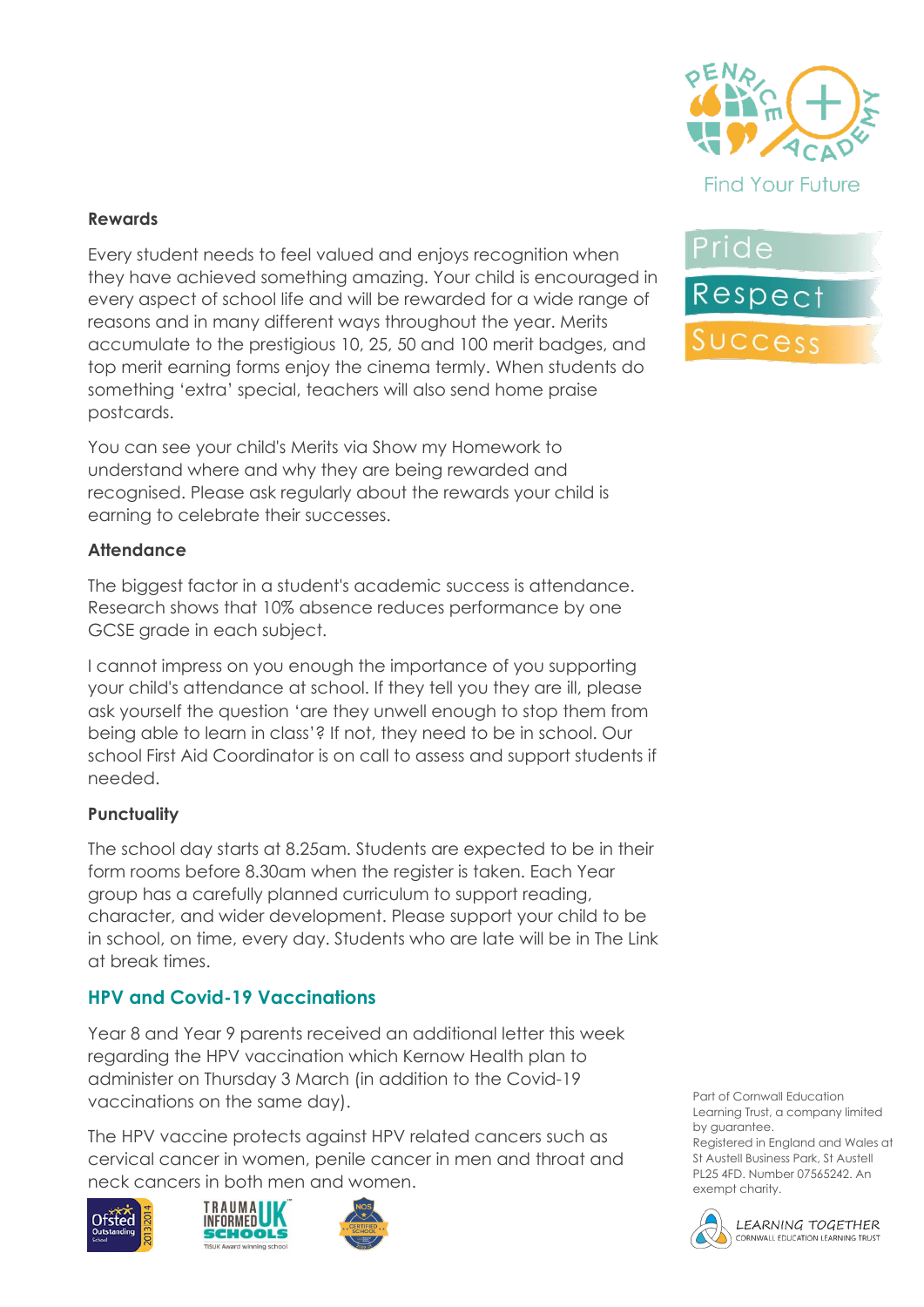### Rewards

Every student needs to feel valued and enjoys recognition when they have achieved something amazing. Your child is encouraged in every aspect of school life and will be rewarded for a wide range of reasons and in many different ways throughout the year. Merits accumulate to the prestigious 10, 25, 50 and 100 merit badges, and top merit earning forms enjoy the cinema termly. When students do something 'extra' special, teachers will also send home praise postcards.

You can see your child's Merits via Show my Homework to understand where and why they are being rewarded and recognised. Please ask regularly about the rewards your child is earning to celebrate their successes.

### Attendance

The biggest factor in a student's academic success is attendance. Research shows that 10% absence reduces performance by one GCSE grade in each subject.

I cannot impress on you enough the importance of you supporting your child's attendance at school. If they tell you they are ill, please ask yourself the question 'are they unwell enough to stop them from being able to learn in class'? If not, they need to be in school. Our school First Aid Coordinator is on call to assess and support students if needed.

### Punctuality

The school day starts at 8.25am. Students are expected to be in their form rooms before 8.30am when the register is taken. Each Year group has a carefully planned curriculum to support reading, character, and wider development. Please support your child to be in school, on time, every day. Students who are late will be in The Link at break times.

## HPV and Covid-19 Vaccinations

Year 8 and Year 9 parents received an additional letter this week regarding the HPV vaccination which Kernow Health plan to administer on Thursday 3 March (in addition to the Covid-19 vaccinations on the same day).

The HPV vaccine protects against HPV related cancers such as cervical cancer in women, penile cancer in men and throat and neck cancers in both men and women.

Part of Cornwall Education Learning Trust, a company limited by guarantee. Registered in England and Wales at St Austell Business Park, St Austell PL25 4FD. Number 07565242. An exempt charity.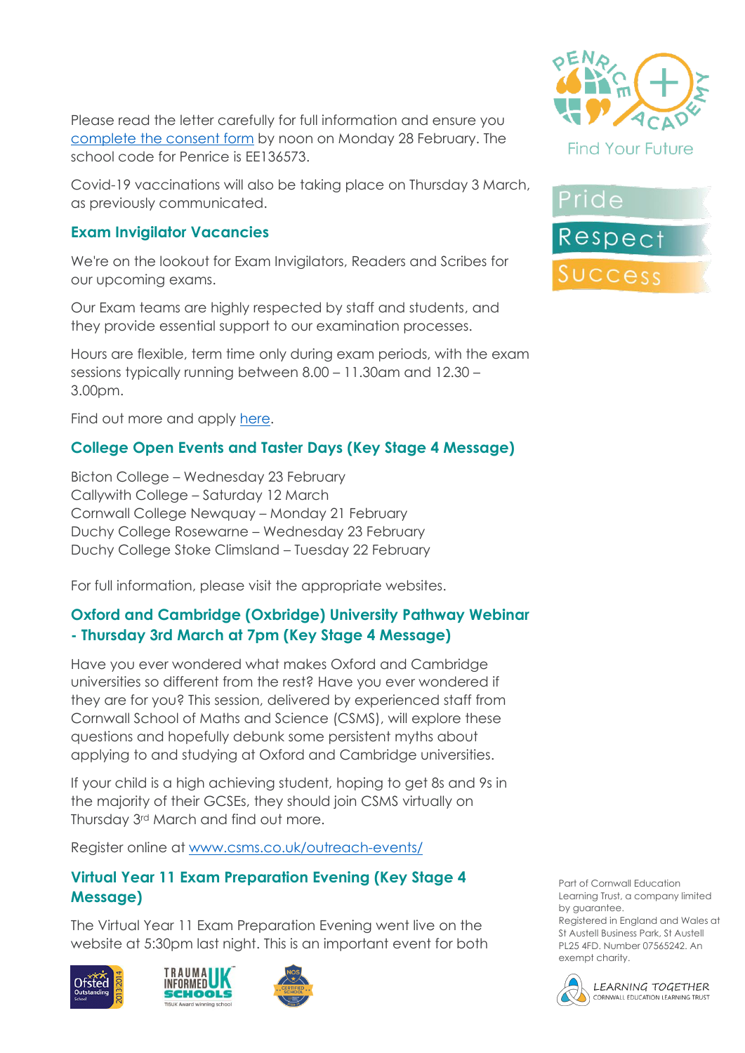Please read the letter carefully for full information and ensure you [complete the consent form]() by noon on Monday 28 February. The school code for Penrice is EE136573.

Covid-19 vaccinations will also be taking place on Thursday 3 March, as previously communicated.

### Exam Invigilator Vacancies

We're on the lookout for Exam Invigilators, Readers and Scribes for our upcoming exams.

Our Exam teams are highly respected by staff and students, and they provide essential support to our examination processes.

Hours are flexible, term time only during exam periods, with the exam sessions typically running between 8.00 – 11.30am and 12.30 – 3.00pm.

Find out more and apply [here]().

### College Open Events and Taster Days (Key Stage 4 Message)

Bicton College – Wednesday 23 February
Callywith College – Saturday 12 March
Cornwall College Newquay – Monday 21 February
Duchy College Rosewarne – Wednesday 23 February
Duchy College Stoke Climsland – Tuesday 22 February

For full information, please visit the appropriate websites.

### Oxford and Cambridge (Oxbridge) University Pathway Webinar - Thursday 3rd March at 7pm (Key Stage 4 Message)

Have you ever wondered what makes Oxford and Cambridge universities so different from the rest? Have you ever wondered if they are for you? This session, delivered by experienced staff from Cornwall School of Maths and Science (CSMS), will explore these questions and hopefully debunk some persistent myths about applying to and studying at Oxford and Cambridge universities.

If your child is a high achieving student, hoping to get 8s and 9s in the majority of their GCSEs, they should join CSMS virtually on Thursday 3rd March and find out more.

Register online at [www.csms.co.uk/outreach-events/](www.csms.co.uk/outreach-events/)

### Virtual Year 11 Exam Preparation Evening (Key Stage 4 Message)

The Virtual Year 11 Exam Preparation Evening went live on the website at 5:30pm last night. This is an important event for both

Part of Cornwall Education Learning Trust, a company limited by guarantee. Registered in England and Wales at St Austell Business Park, St Austell PL25 4FD. Number 07565242. An exempt charity.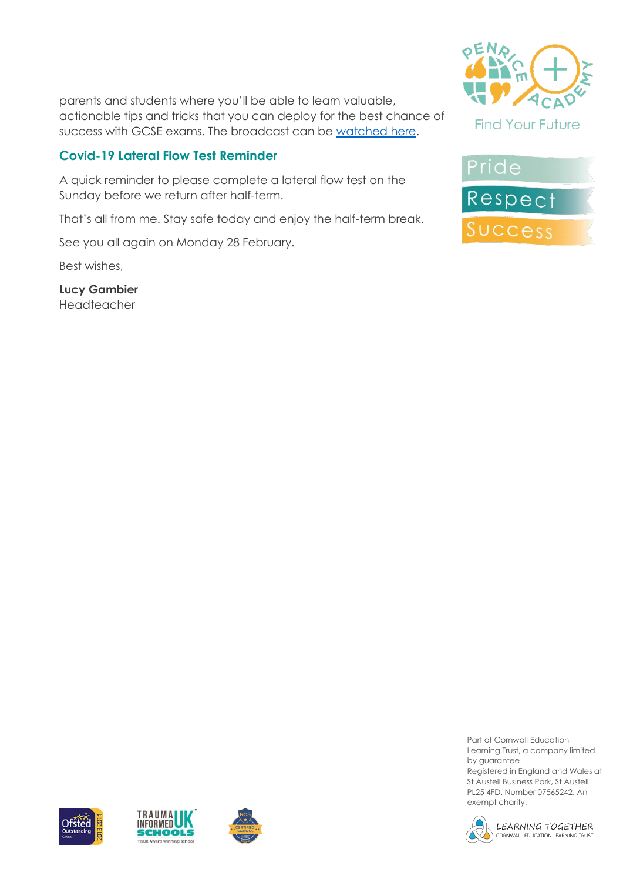parents and students where you'll be able to learn valuable, actionable tips and tricks that you can deploy for the best chance of success with GCSE exams. The broadcast can be watched here.

### Covid-19 Lateral Flow Test Reminder

A quick reminder to please complete a lateral flow test on the Sunday before we return after half-term.

That's all from me. Stay safe today and enjoy the half-term break.

See you all again on Monday 28 February.

Best wishes,

**Lucy Gambier**
Headteacher

Find Your Future

Pride

Respect

Success

Part of Cornwall Education Learning Trust, a company limited by guarantee. Registered in England and Wales at St Austell Business Park, St Austell PL25 4FD. Number 07565242. An exempt charity.

LEARNING TOGETHER
CORNWALL EDUCATION LEARNING TRUST